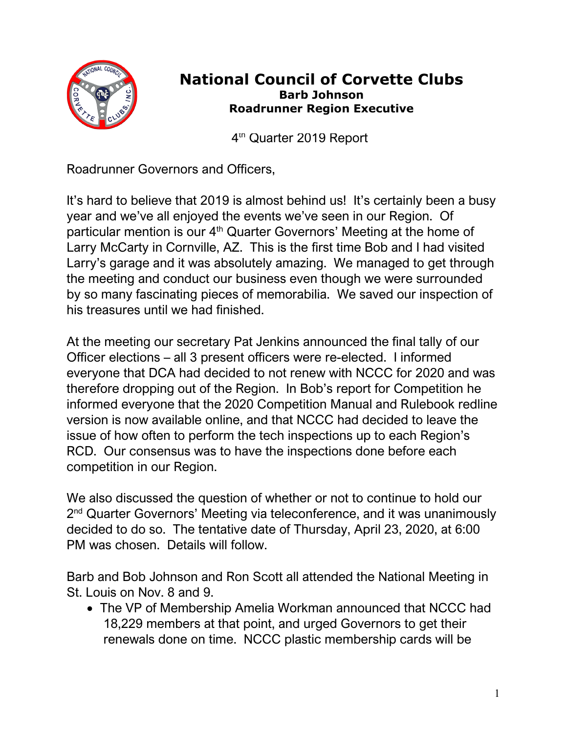# National Council of Corvette Clubs

**Barb Johnson**
**Roadrunner Region Executive**

4th Quarter 2019 Report

Roadrunner Governors and Officers,

It's hard to believe that 2019 is almost behind us! It's certainly been a busy year and we've all enjoyed the events we've seen in our Region. Of particular mention is our 4th Quarter Governors' Meeting at the home of Larry McCarty in Cornville, AZ. This is the first time Bob and I had visited Larry's garage and it was absolutely amazing. We managed to get through the meeting and conduct our business even though we were surrounded by so many fascinating pieces of memorabilia. We saved our inspection of his treasures until we had finished.

At the meeting our secretary Pat Jenkins announced the final tally of our Officer elections – all 3 present officers were re-elected. I informed everyone that DCA had decided to not renew with NCCC for 2020 and was therefore dropping out of the Region. In Bob's report for Competition he informed everyone that the 2020 Competition Manual and Rulebook redline version is now available online, and that NCCC had decided to leave the issue of how often to perform the tech inspections up to each Region's RCD. Our consensus was to have the inspections done before each competition in our Region.

We also discussed the question of whether or not to continue to hold our 2nd Quarter Governors' Meeting via teleconference, and it was unanimously decided to do so. The tentative date of Thursday, April 23, 2020, at 6:00 PM was chosen. Details will follow.

Barb and Bob Johnson and Ron Scott all attended the National Meeting in St. Louis on Nov. 8 and 9.

- The VP of Membership Amelia Workman announced that NCCC had 18,229 members at that point, and urged Governors to get their renewals done on time. NCCC plastic membership cards will be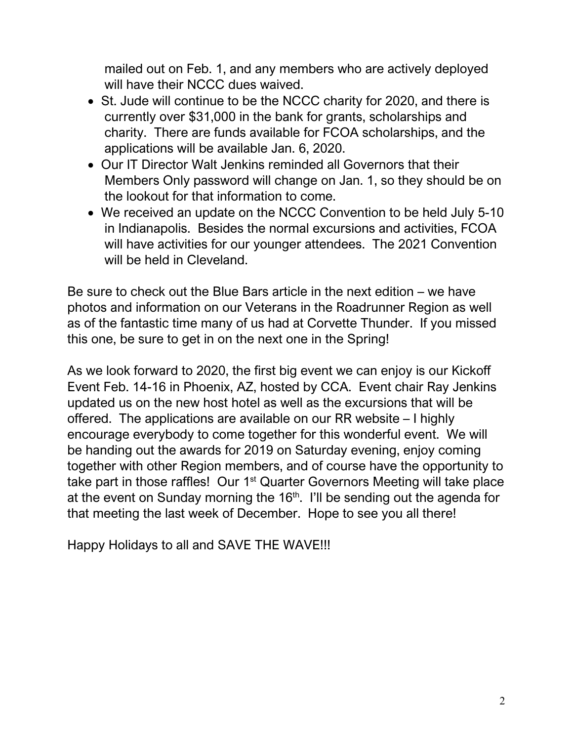mailed out on Feb. 1, and any members who are actively deployed will have their NCCC dues waived.

- St. Jude will continue to be the NCCC charity for 2020, and there is currently over $31,000 in the bank for grants, scholarships and charity. There are funds available for FCOA scholarships, and the applications will be available Jan. 6, 2020.
- Our IT Director Walt Jenkins reminded all Governors that their Members Only password will change on Jan. 1, so they should be on the lookout for that information to come.
- We received an update on the NCCC Convention to be held July 5-10 in Indianapolis. Besides the normal excursions and activities, FCOA will have activities for our younger attendees. The 2021 Convention will be held in Cleveland.

Be sure to check out the Blue Bars article in the next edition – we have photos and information on our Veterans in the Roadrunner Region as well as of the fantastic time many of us had at Corvette Thunder. If you missed this one, be sure to get in on the next one in the Spring!

As we look forward to 2020, the first big event we can enjoy is our Kickoff Event Feb. 14-16 in Phoenix, AZ, hosted by CCA. Event chair Ray Jenkins updated us on the new host hotel as well as the excursions that will be offered. The applications are available on our RR website – I highly encourage everybody to come together for this wonderful event. We will be handing out the awards for 2019 on Saturday evening, enjoy coming together with other Region members, and of course have the opportunity to take part in those raffles! Our 1st Quarter Governors Meeting will take place at the event on Sunday morning the 16th. I'll be sending out the agenda for that meeting the last week of December. Hope to see you all there!

Happy Holidays to all and SAVE THE WAVE!!!